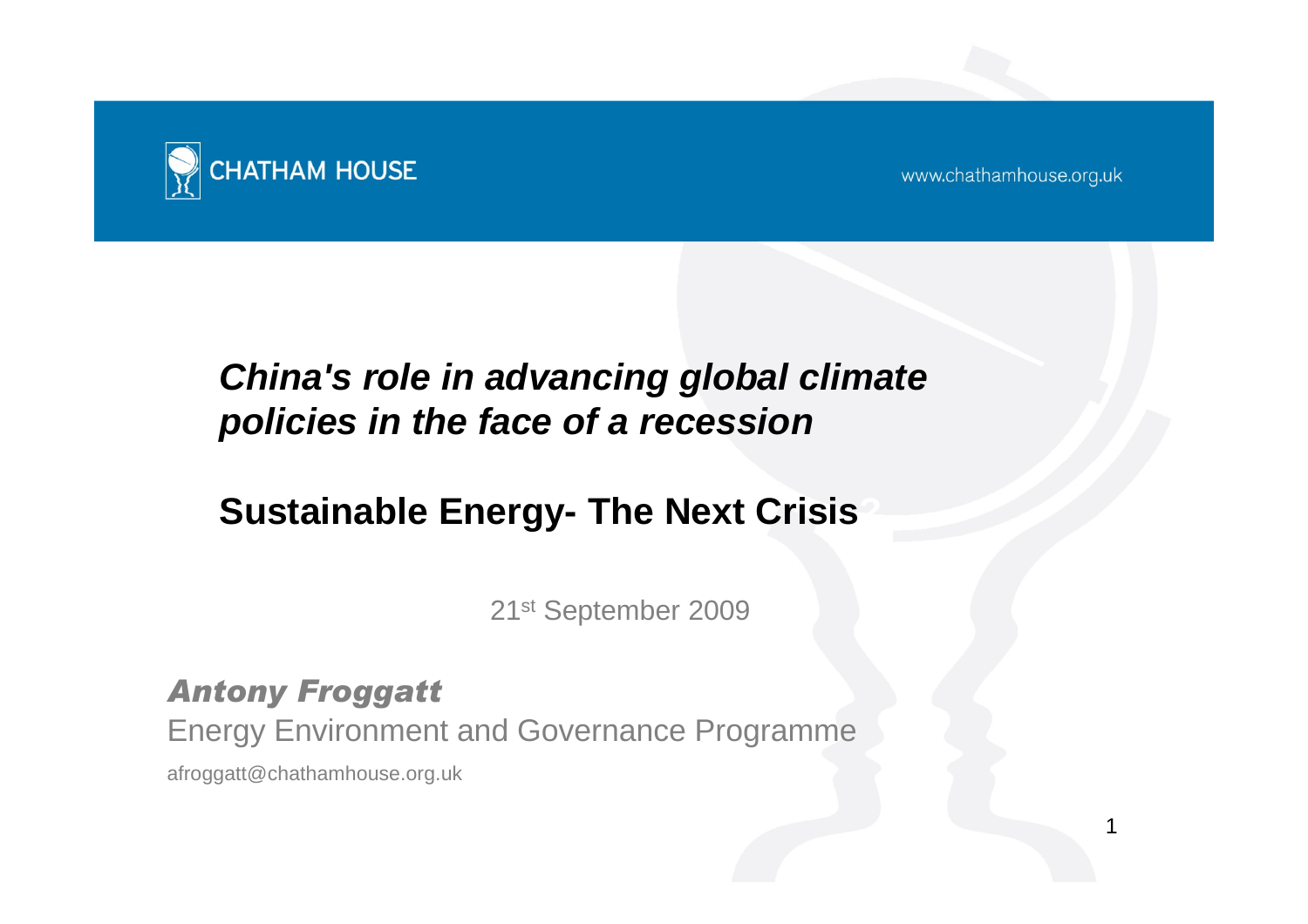CHATHAM HOUSE

www.chathamhouse.org.uk

# *China's role in advancing global climate policies in the face of a recession*

## Sustainable Energy- The Next Crisis

21st September 2009

***Antony Froggatt***

Energy Environment and Governance Programme

afroggatt@chathamhouse.org.uk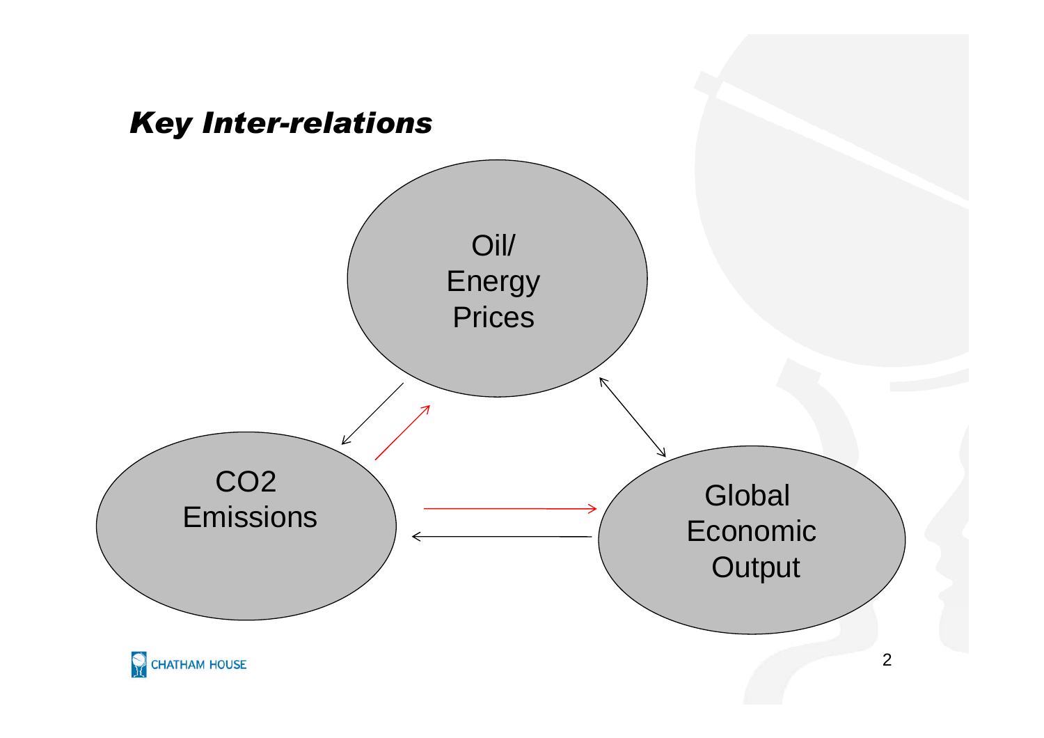## *Key Inter-relations*

Oil/ Energy Prices

CO2 Emissions

Global Economic Output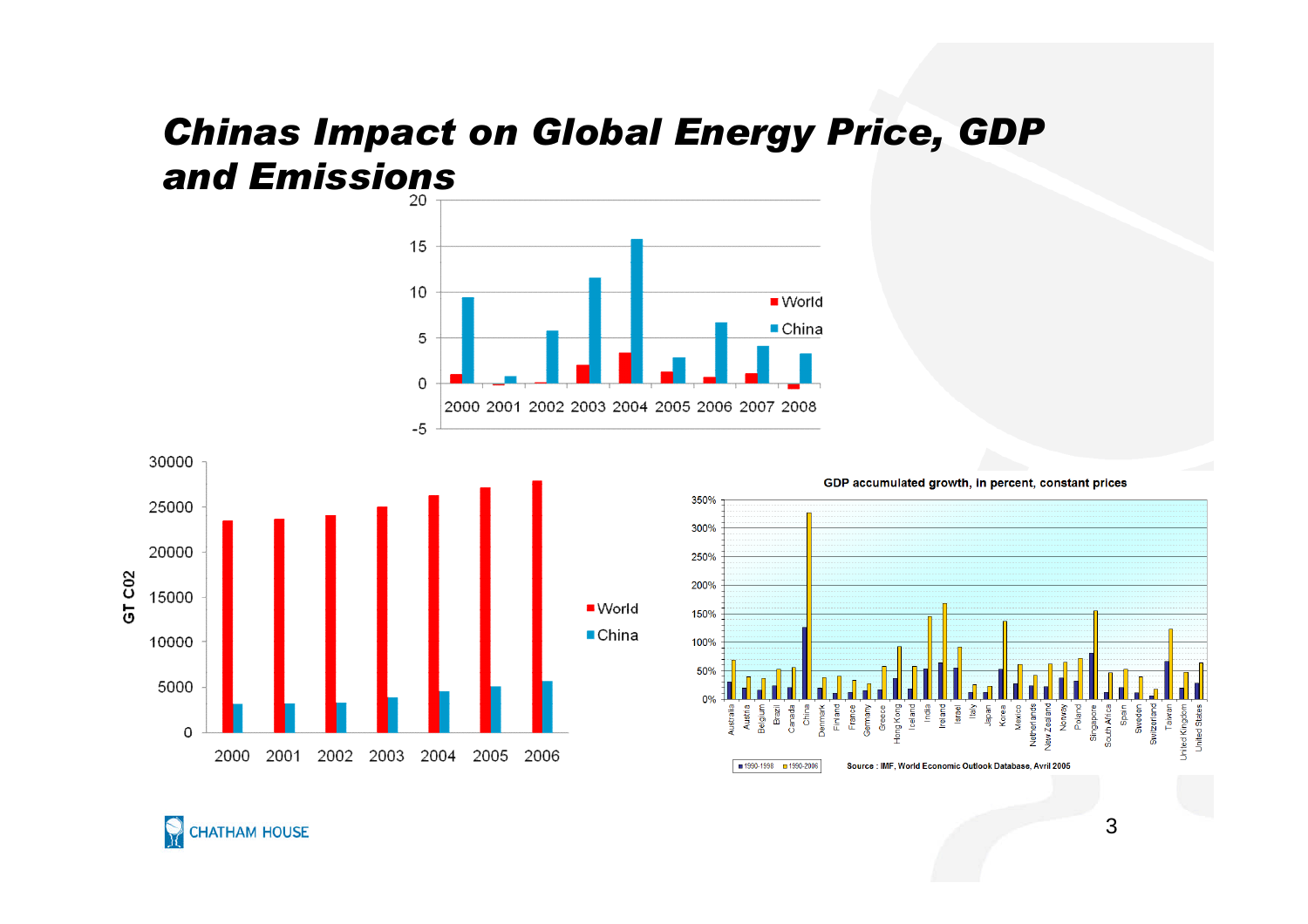# *Chinas Impact on Global Energy Price, GDP and Emissions*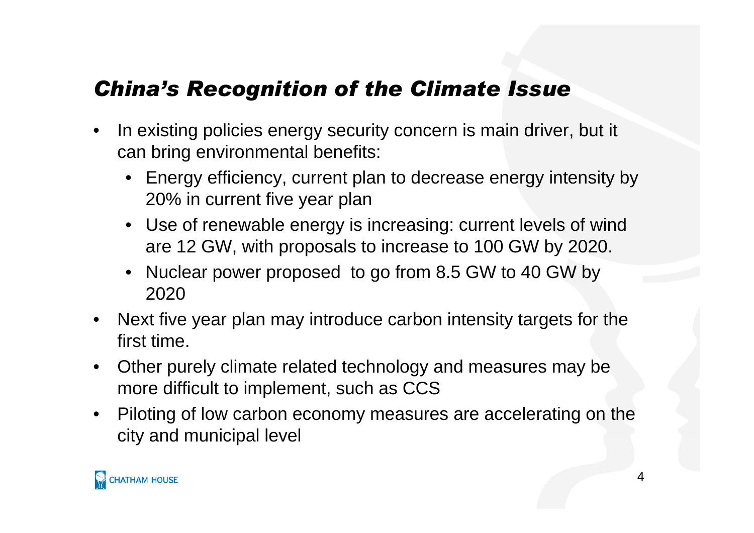# *China's Recognition of the Climate Issue*

- In existing policies energy security concern is main driver, but it can bring environmental benefits:
  - Energy efficiency, current plan to decrease energy intensity by 20% in current five year plan
  - Use of renewable energy is increasing: current levels of wind are 12 GW, with proposals to increase to 100 GW by 2020.
  - Nuclear power proposed to go from 8.5 GW to 40 GW by 2020
- Next five year plan may introduce carbon intensity targets for the first time.
- Other purely climate related technology and measures may be more difficult to implement, such as CCS
- Piloting of low carbon economy measures are accelerating on the city and municipal level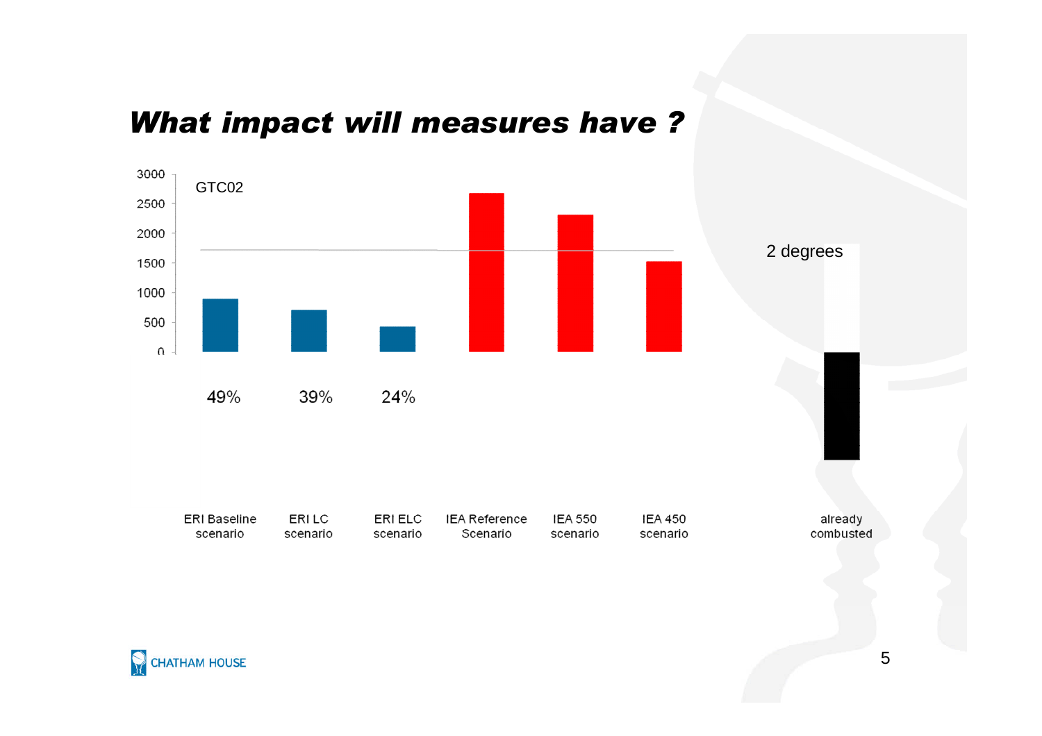## *What impact will measures have ?*

GTC02

| Scenario | Value (approx.) | Share |
|---|---|---|
| ERI Baseline scenario | ~900 | 49% |
| ERI LC scenario | ~700 | 39% |
| ERI ELC scenario | ~420 | 24% |
| IEA Reference Scenario | ~2680 | |
| IEA 550 scenario | ~2300 | |
| IEA 450 scenario | ~1520 | |

2 degrees

already combusted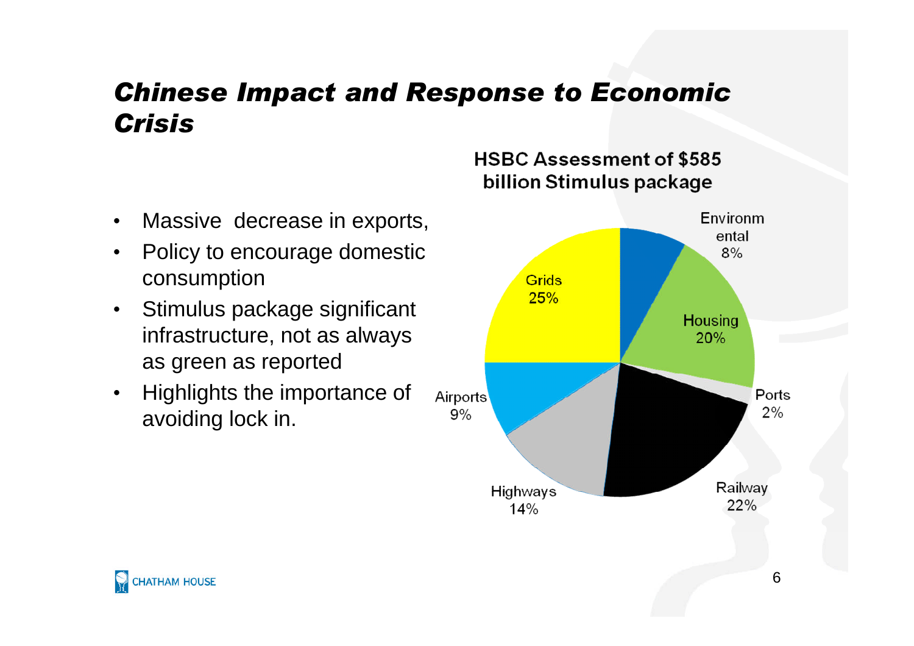# *Chinese Impact and Response to Economic Crisis*

- Massive decrease in exports,
- Policy to encourage domestic consumption
- Stimulus package significant infrastructure, not as always as green as reported
- Highlights the importance of avoiding lock in.

**HSBC Assessment of $585 billion Stimulus package**

| Sector | Share |
|---|---|
| Environmental | 8% |
| Housing | 20% |
| Ports | 2% |
| Railway | 22% |
| Highways | 14% |
| Airports | 9% |
| Grids | 25% |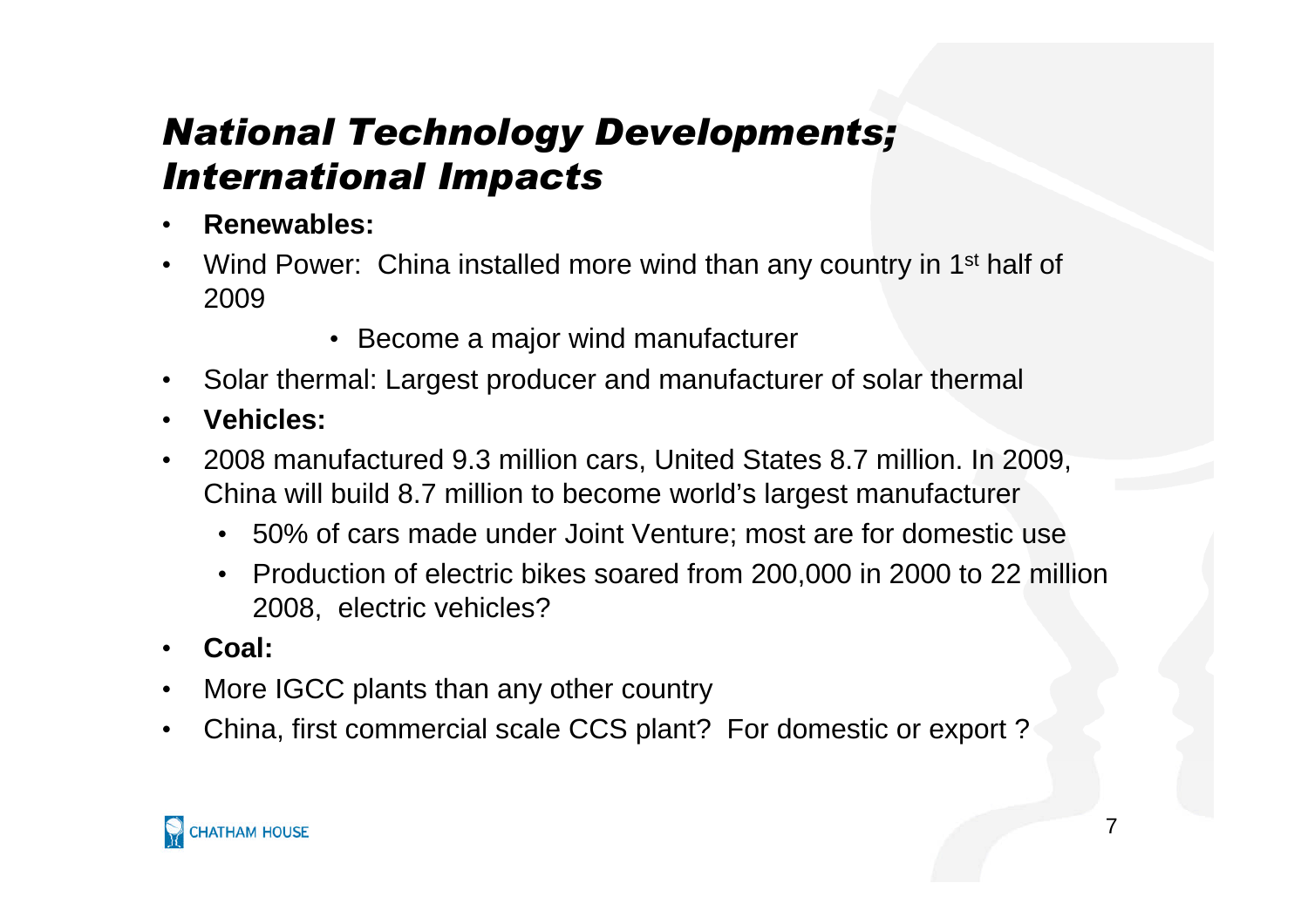# *National Technology Developments; International Impacts*

- **Renewables:**
- Wind Power: China installed more wind than any country in 1st half of 2009
    - Become a major wind manufacturer
- Solar thermal: Largest producer and manufacturer of solar thermal
- **Vehicles:**
- 2008 manufactured 9.3 million cars, United States 8.7 million. In 2009, China will build 8.7 million to become world's largest manufacturer
    - 50% of cars made under Joint Venture; most are for domestic use
    - Production of electric bikes soared from 200,000 in 2000 to 22 million 2008, electric vehicles?
- **Coal:**
- More IGCC plants than any other country
- China, first commercial scale CCS plant? For domestic or export ?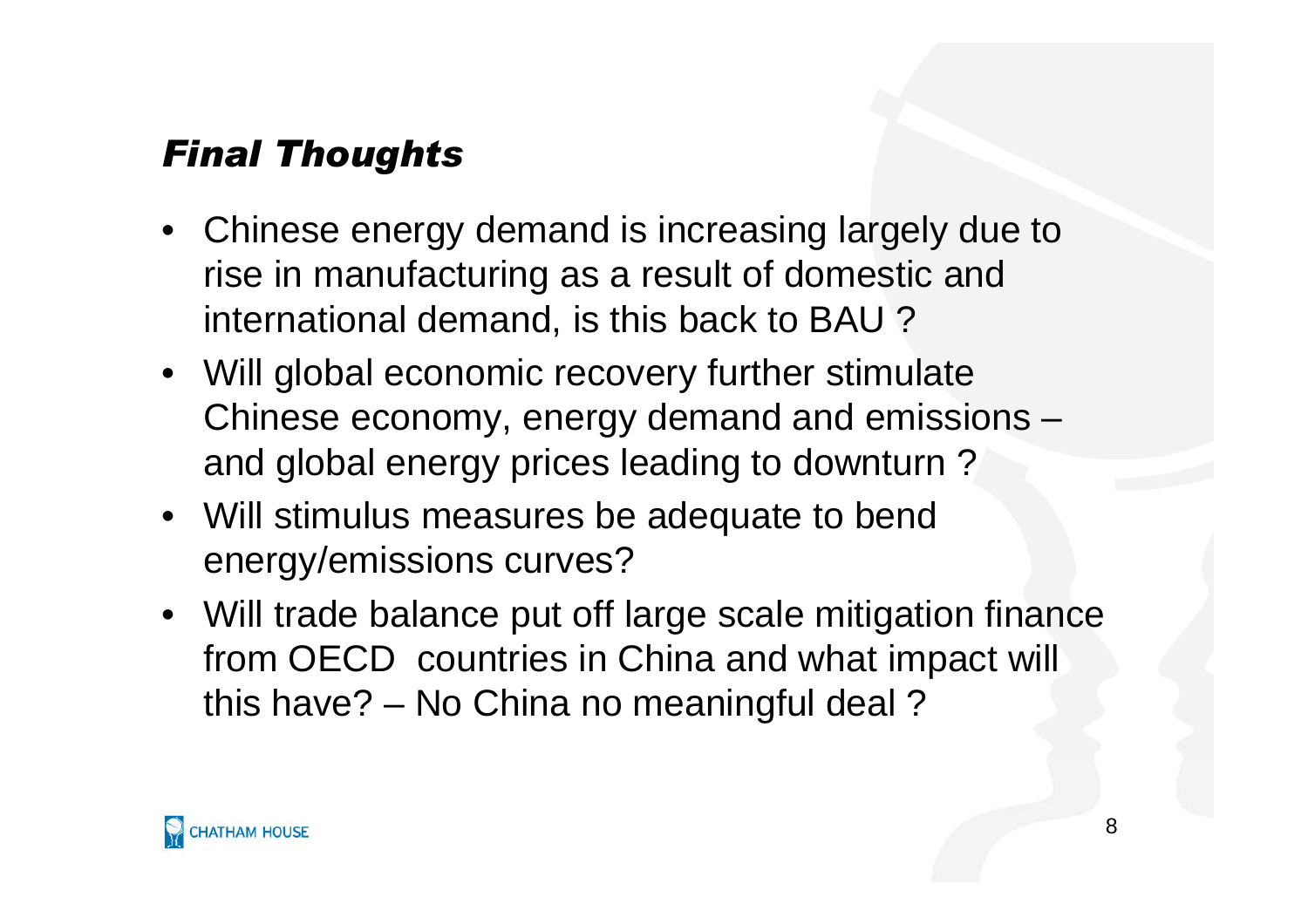## *Final Thoughts*

- Chinese energy demand is increasing largely due to rise in manufacturing as a result of domestic and international demand, is this back to BAU ?
- Will global economic recovery further stimulate Chinese economy, energy demand and emissions – and global energy prices leading to downturn ?
- Will stimulus measures be adequate to bend energy/emissions curves?
- Will trade balance put off large scale mitigation finance from OECD countries in China and what impact will this have? – No China no meaningful deal ?